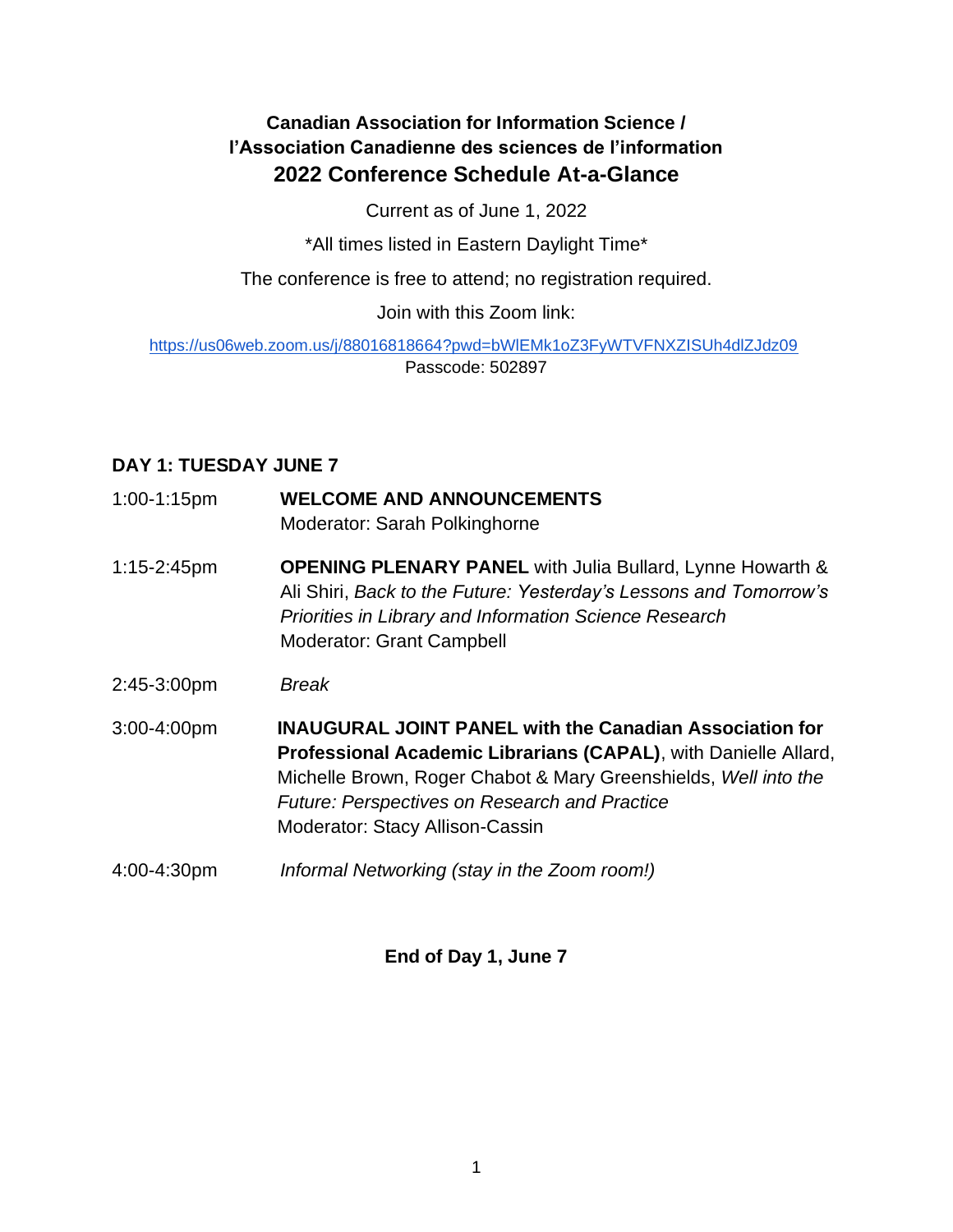**Canadian Association for Information Science /**
**l'Association Canadienne des sciences de l'information**

# 2022 Conference Schedule At-a-Glance

Current as of June 1, 2022

*All times listed in Eastern Daylight Time*

The conference is free to attend; no registration required.

Join with this Zoom link:

https://us06web.zoom.us/j/88016818664?pwd=bWlEMk1oZ3FyWTVFNXZISUh4dlZJdz09
Passcode: 502897

## DAY 1: TUESDAY JUNE 7

1:00-1:15pm — **WELCOME AND ANNOUNCEMENTS**
Moderator: Sarah Polkinghorne

1:15-2:45pm — **OPENING PLENARY PANEL** with Julia Bullard, Lynne Howarth & Ali Shiri, *Back to the Future: Yesterday's Lessons and Tomorrow's Priorities in Library and Information Science Research*
Moderator: Grant Campbell

2:45-3:00pm — *Break*

3:00-4:00pm — **INAUGURAL JOINT PANEL with the Canadian Association for Professional Academic Librarians (CAPAL)**, with Danielle Allard, Michelle Brown, Roger Chabot & Mary Greenshields, *Well into the Future: Perspectives on Research and Practice*
Moderator: Stacy Allison-Cassin

4:00-4:30pm — *Informal Networking (stay in the Zoom room!)*

**End of Day 1, June 7**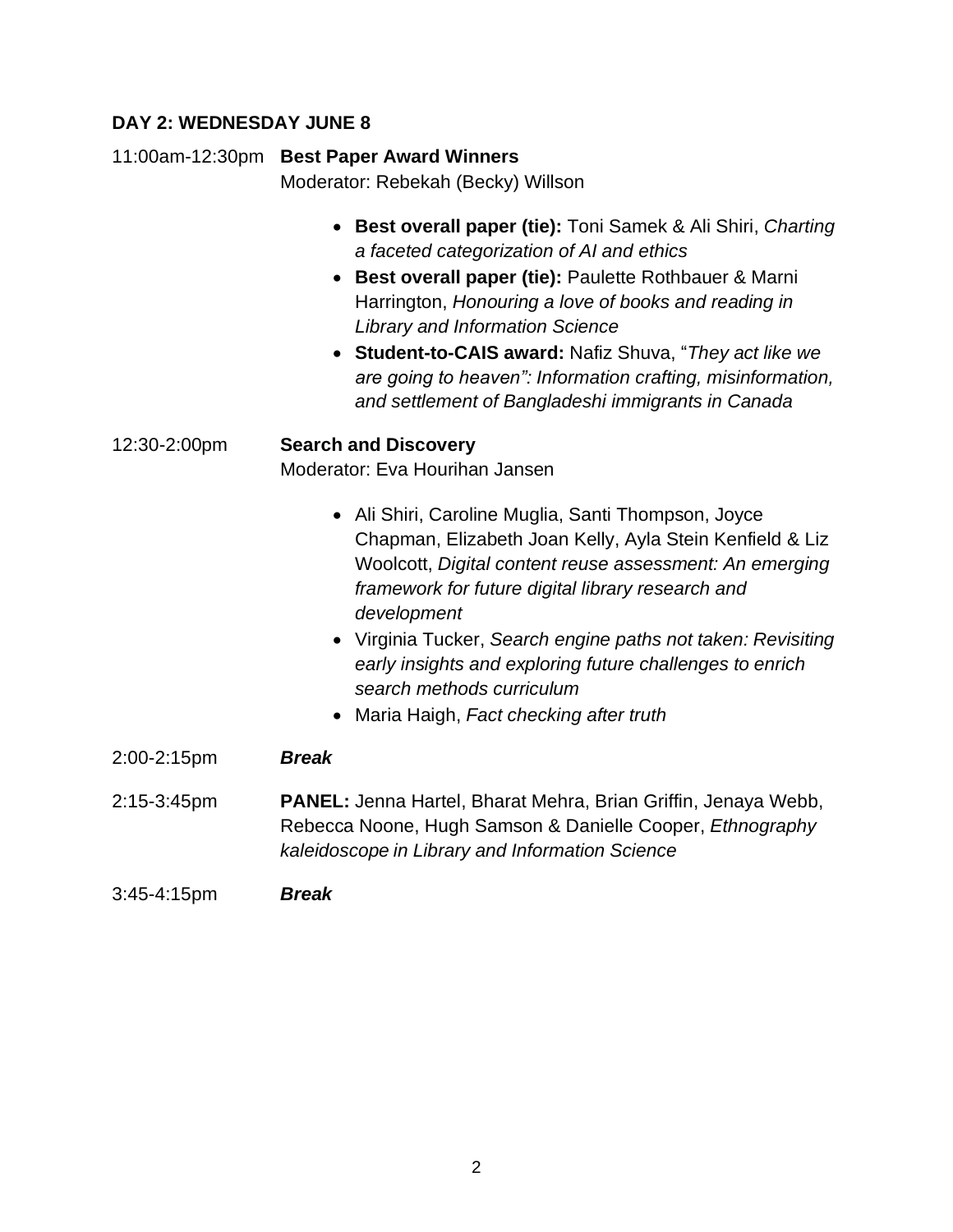## DAY 2: WEDNESDAY JUNE 8

11:00am-12:30pm **Best Paper Award Winners**

Moderator: Rebekah (Becky) Willson

- **Best overall paper (tie):** Toni Samek & Ali Shiri, *Charting a faceted categorization of AI and ethics*
- **Best overall paper (tie):** Paulette Rothbauer & Marni Harrington, *Honouring a love of books and reading in Library and Information Science*
- **Student-to-CAIS award:** Nafiz Shuva, "*They act like we are going to heaven": Information crafting, misinformation, and settlement of Bangladeshi immigrants in Canada*

12:30-2:00pm **Search and Discovery**

Moderator: Eva Hourihan Jansen

- Ali Shiri, Caroline Muglia, Santi Thompson, Joyce Chapman, Elizabeth Joan Kelly, Ayla Stein Kenfield & Liz Woolcott, *Digital content reuse assessment: An emerging framework for future digital library research and development*
- Virginia Tucker, *Search engine paths not taken: Revisiting early insights and exploring future challenges to enrich search methods curriculum*
- Maria Haigh, *Fact checking after truth*

2:00-2:15pm ***Break***

2:15-3:45pm **PANEL:** Jenna Hartel, Bharat Mehra, Brian Griffin, Jenaya Webb, Rebecca Noone, Hugh Samson & Danielle Cooper, *Ethnography kaleidoscope in Library and Information Science*

3:45-4:15pm ***Break***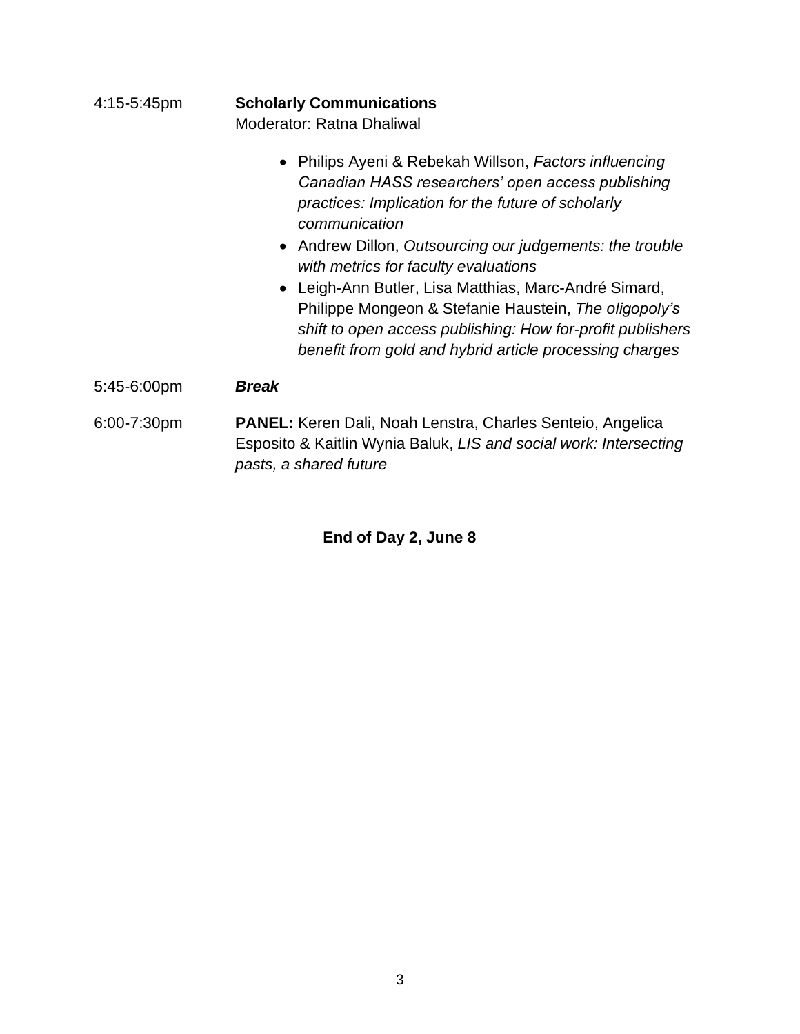4:15-5:45pm **Scholarly Communications**
Moderator: Ratna Dhaliwal

- Philips Ayeni & Rebekah Willson, *Factors influencing Canadian HASS researchers' open access publishing practices: Implication for the future of scholarly communication*
- Andrew Dillon, *Outsourcing our judgements: the trouble with metrics for faculty evaluations*
- Leigh-Ann Butler, Lisa Matthias, Marc-André Simard, Philippe Mongeon & Stefanie Haustein, *The oligopoly's shift to open access publishing: How for-profit publishers benefit from gold and hybrid article processing charges*

5:45-6:00pm ***Break***

6:00-7:30pm **PANEL:** Keren Dali, Noah Lenstra, Charles Senteio, Angelica Esposito & Kaitlin Wynia Baluk, *LIS and social work: Intersecting pasts, a shared future*

**End of Day 2, June 8**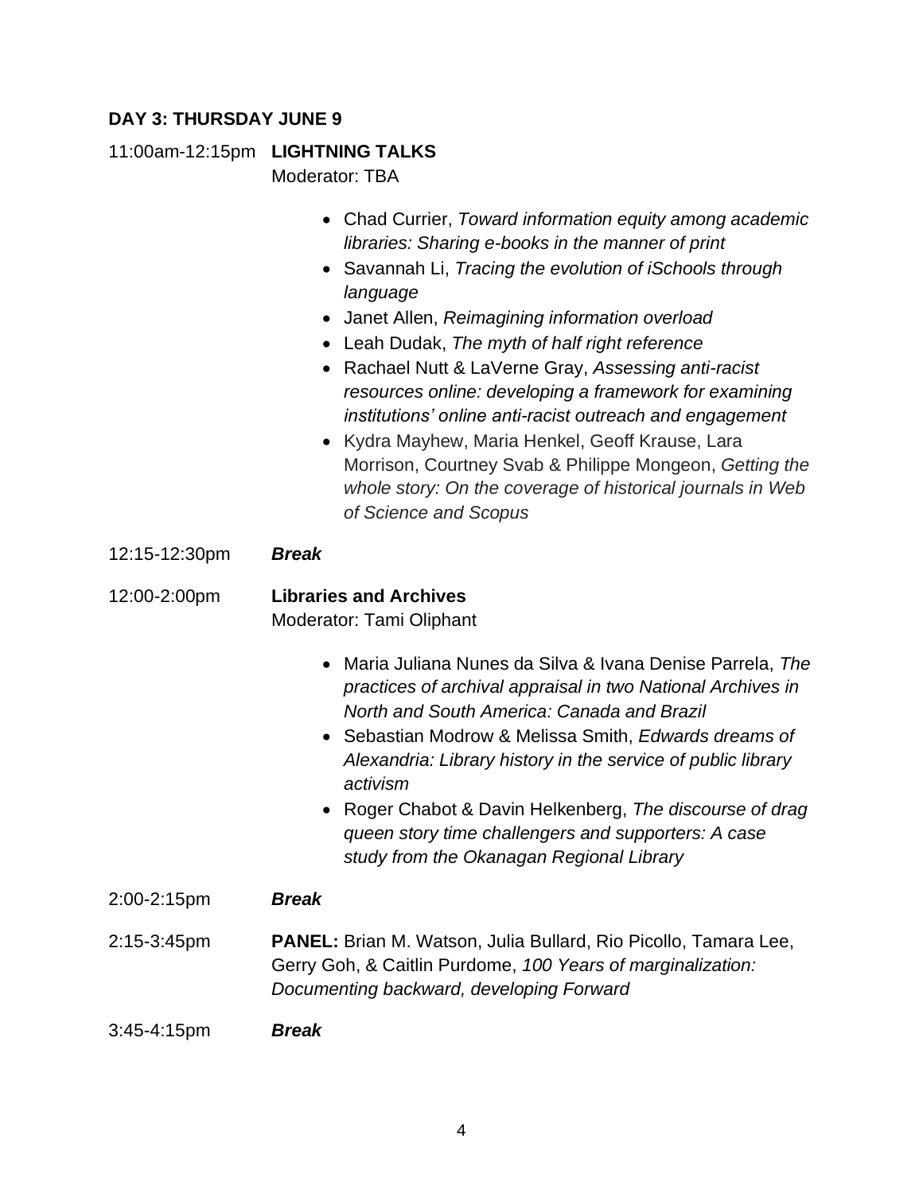**DAY 3: THURSDAY JUNE 9**

11:00am-12:15pm **LIGHTNING TALKS**
Moderator: TBA

- Chad Currier, *Toward information equity among academic libraries: Sharing e-books in the manner of print*
- Savannah Li, *Tracing the evolution of iSchools through language*
- Janet Allen, *Reimagining information overload*
- Leah Dudak, *The myth of half right reference*
- Rachael Nutt & LaVerne Gray, *Assessing anti-racist resources online: developing a framework for examining institutions' online anti-racist outreach and engagement*
- Kydra Mayhew, Maria Henkel, Geoff Krause, Lara Morrison, Courtney Svab & Philippe Mongeon, *Getting the whole story: On the coverage of historical journals in Web of Science and Scopus*

12:15-12:30pm ***Break***

12:00-2:00pm **Libraries and Archives**
Moderator: Tami Oliphant

- Maria Juliana Nunes da Silva & Ivana Denise Parrela, *The practices of archival appraisal in two National Archives in North and South America: Canada and Brazil*
- Sebastian Modrow & Melissa Smith, *Edwards dreams of Alexandria: Library history in the service of public library activism*
- Roger Chabot & Davin Helkenberg, *The discourse of drag queen story time challengers and supporters: A case study from the Okanagan Regional Library*

2:00-2:15pm ***Break***

2:15-3:45pm **PANEL:** Brian M. Watson, Julia Bullard, Rio Picollo, Tamara Lee, Gerry Goh, & Caitlin Purdome, *100 Years of marginalization: Documenting backward, developing Forward*

3:45-4:15pm ***Break***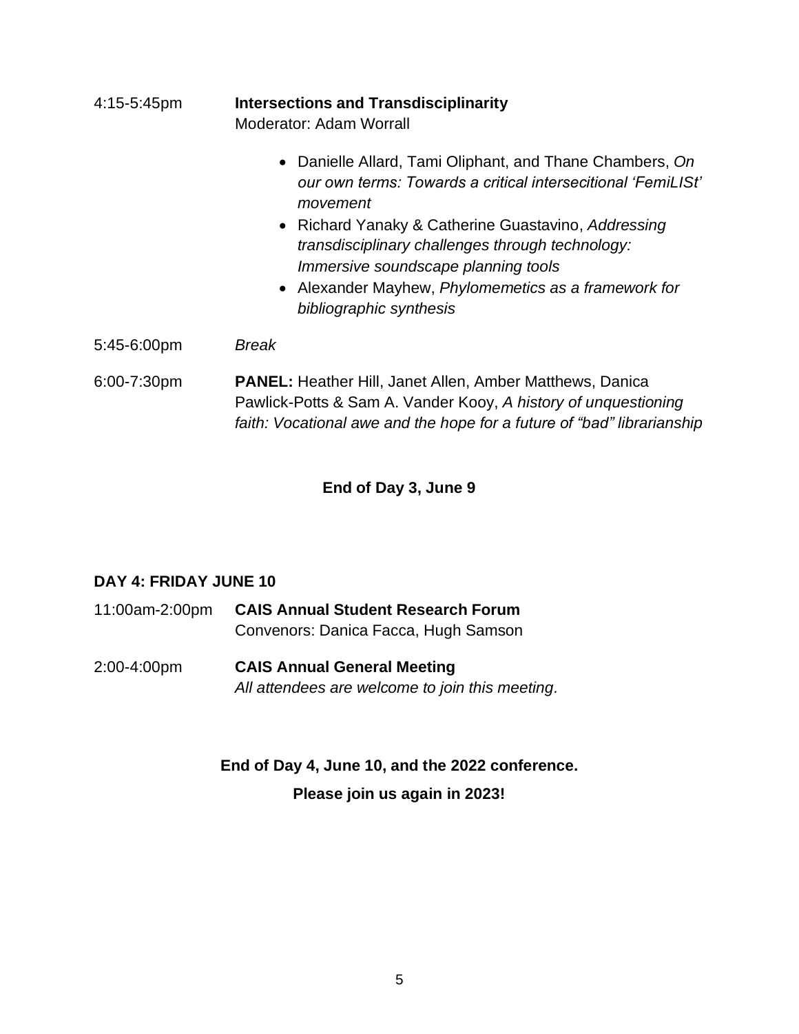4:15-5:45pm **Intersections and Transdisciplinarity**
Moderator: Adam Worrall

- Danielle Allard, Tami Oliphant, and Thane Chambers, *On our own terms: Towards a critical intersecitional 'FemiLISt' movement*
- Richard Yanaky & Catherine Guastavino, *Addressing transdisciplinary challenges through technology: Immersive soundscape planning tools*
- Alexander Mayhew, *Phylomemetics as a framework for bibliographic synthesis*

5:45-6:00pm *Break*

6:00-7:30pm **PANEL:** Heather Hill, Janet Allen, Amber Matthews, Danica Pawlick-Potts & Sam A. Vander Kooy, *A history of unquestioning faith: Vocational awe and the hope for a future of "bad" librarianship*

**End of Day 3, June 9**

## DAY 4: FRIDAY JUNE 10

11:00am-2:00pm **CAIS Annual Student Research Forum**
Convenors: Danica Facca, Hugh Samson

2:00-4:00pm **CAIS Annual General Meeting**
*All attendees are welcome to join this meeting.*

**End of Day 4, June 10, and the 2022 conference.**

**Please join us again in 2023!**